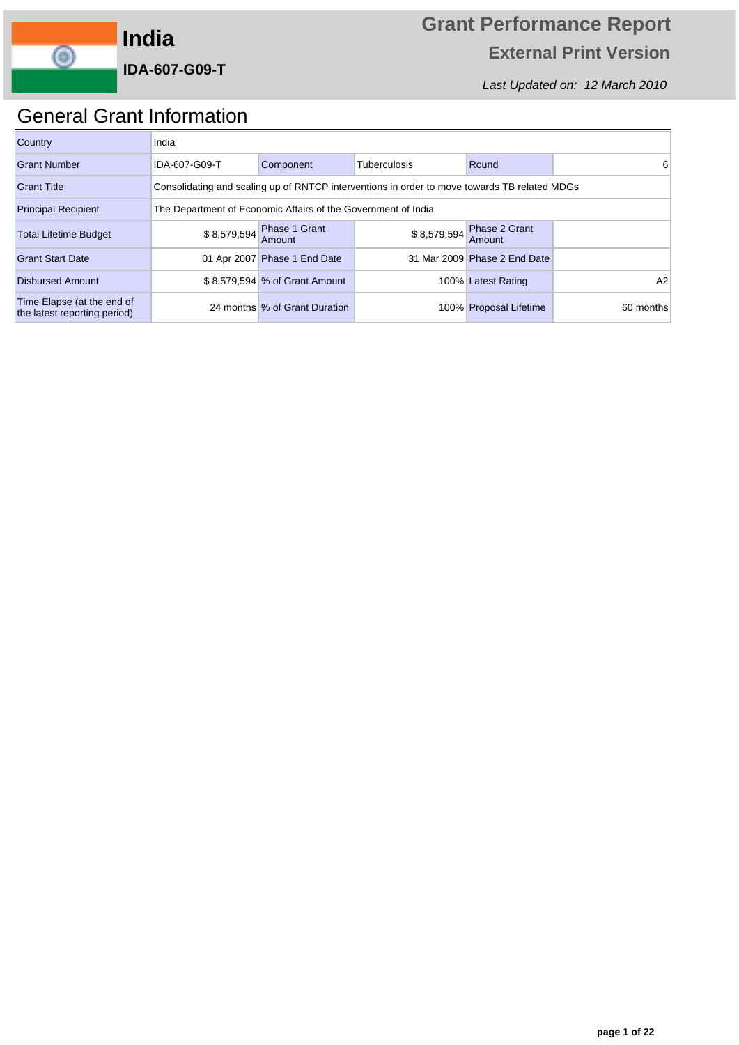# India

**IDA-607-G09-T**

## Grant Performance Report

**External Print Version**

*Last Updated on: 12 March 2010*

## General Grant Information

| Country | India | | | | |
|---|---|---|---|---|---|
| Grant Number | IDA-607-G09-T | Component | Tuberculosis | Round | 6 |
| Grant Title | Consolidating and scaling up of RNTCP interventions in order to move towards TB related MDGs | | | | |
| Principal Recipient | The Department of Economic Affairs of the Government of India | | | | |
| Total Lifetime Budget | $ 8,579,594 | Phase 1 Grant Amount | $ 8,579,594 | Phase 2 Grant Amount | |
| Grant Start Date | 01 Apr 2007 | Phase 1 End Date | 31 Mar 2009 | Phase 2 End Date | |
| Disbursed Amount | $ 8,579,594 | % of Grant Amount | 100% | Latest Rating | A2 |
| Time Elapse (at the end of the latest reporting period) | 24 months | % of Grant Duration | 100% | Proposal Lifetime | 60 months |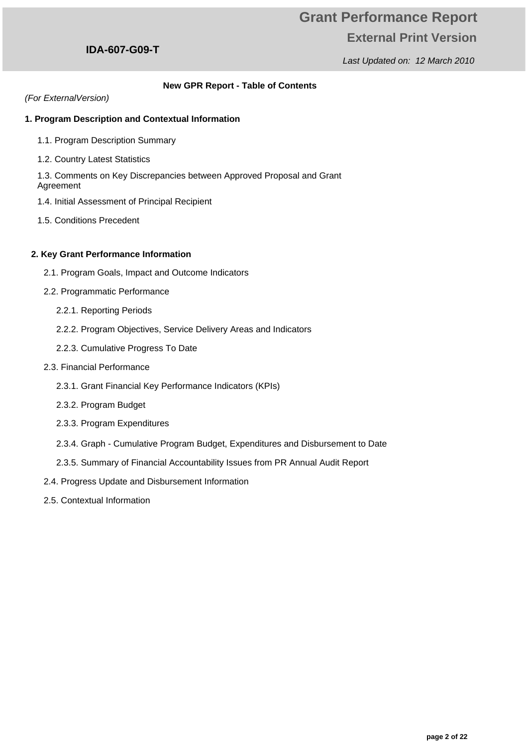## New GPR Report - Table of Contents

*(For ExternalVersion)*

**1. Program Description and Contextual Information**

- 1.1. Program Description Summary
- 1.2. Country Latest Statistics
- 1.3. Comments on Key Discrepancies between Approved Proposal and Grant Agreement
- 1.4. Initial Assessment of Principal Recipient
- 1.5. Conditions Precedent

**2. Key Grant Performance Information**

- 2.1. Program Goals, Impact and Outcome Indicators
- 2.2. Programmatic Performance
  - 2.2.1. Reporting Periods
  - 2.2.2. Program Objectives, Service Delivery Areas and Indicators
  - 2.2.3. Cumulative Progress To Date
- 2.3. Financial Performance
  - 2.3.1. Grant Financial Key Performance Indicators (KPIs)
  - 2.3.2. Program Budget
  - 2.3.3. Program Expenditures
  - 2.3.4. Graph - Cumulative Program Budget, Expenditures and Disbursement to Date
  - 2.3.5. Summary of Financial Accountability Issues from PR Annual Audit Report
- 2.4. Progress Update and Disbursement Information
- 2.5. Contextual Information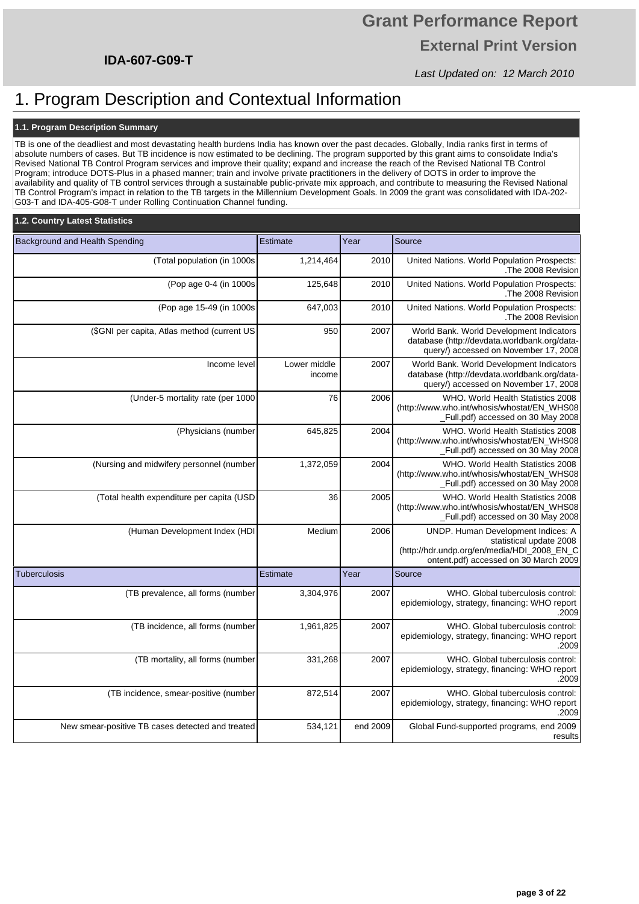# Grant Performance Report

## External Print Version

**IDA-607-G09-T**

*Last Updated on: 12 March 2010*

# 1. Program Description and Contextual Information

### 1.1. Program Description Summary

TB is one of the deadliest and most devastating health burdens India has known over the past decades. Globally, India ranks first in terms of absolute numbers of cases. But TB incidence is now estimated to be declining. The program supported by this grant aims to consolidate India's Revised National TB Control Program services and improve their quality; expand and increase the reach of the Revised National TB Control Program; introduce DOTS-Plus in a phased manner; train and involve private practitioners in the delivery of DOTS in order to improve the availability and quality of TB control services through a sustainable public-private mix approach, and contribute to measuring the Revised National TB Control Program's impact in relation to the TB targets in the Millennium Development Goals. In 2009 the grant was consolidated with IDA-202-G03-T and IDA-405-G08-T under Rolling Continuation Channel funding.

### 1.2. Country Latest Statistics

| Background and Health Spending | Estimate | Year | Source |
|---|---|---|---|
| (Total population (in 1000s | 1,214,464 | 2010 | United Nations. World Population Prospects: .The 2008 Revision |
| (Pop age 0-4 (in 1000s | 125,648 | 2010 | United Nations. World Population Prospects: .The 2008 Revision |
| (Pop age 15-49 (in 1000s | 647,003 | 2010 | United Nations. World Population Prospects: .The 2008 Revision |
| ($GNI per capita, Atlas method (current US | 950 | 2007 | World Bank. World Development Indicators database (http://devdata.worldbank.org/data-query/) accessed on November 17, 2008 |
| Income level | Lower middle income | 2007 | World Bank. World Development Indicators database (http://devdata.worldbank.org/data-query/) accessed on November 17, 2008 |
| (Under-5 mortality rate (per 1000 | 76 | 2006 | WHO. World Health Statistics 2008 (http://www.who.int/whosis/whostat/EN_WHS08_Full.pdf) accessed on 30 May 2008 |
| (Physicians (number | 645,825 | 2004 | WHO. World Health Statistics 2008 (http://www.who.int/whosis/whostat/EN_WHS08_Full.pdf) accessed on 30 May 2008 |
| (Nursing and midwifery personnel (number | 1,372,059 | 2004 | WHO. World Health Statistics 2008 (http://www.who.int/whosis/whostat/EN_WHS08_Full.pdf) accessed on 30 May 2008 |
| (Total health expenditure per capita (USD | 36 | 2005 | WHO. World Health Statistics 2008 (http://www.who.int/whosis/whostat/EN_WHS08_Full.pdf) accessed on 30 May 2008 |
| (Human Development Index (HDI | Medium | 2006 | UNDP. Human Development Indices: A statistical update 2008 (http://hdr.undp.org/en/media/HDI_2008_EN_Content.pdf) accessed on 30 March 2009 |
| **Tuberculosis** | **Estimate** | **Year** | **Source** |
| (TB prevalence, all forms (number | 3,304,976 | 2007 | WHO. Global tuberculosis control: epidemiology, strategy, financing: WHO report .2009 |
| (TB incidence, all forms (number | 1,961,825 | 2007 | WHO. Global tuberculosis control: epidemiology, strategy, financing: WHO report .2009 |
| (TB mortality, all forms (number | 331,268 | 2007 | WHO. Global tuberculosis control: epidemiology, strategy, financing: WHO report .2009 |
| (TB incidence, smear-positive (number | 872,514 | 2007 | WHO. Global tuberculosis control: epidemiology, strategy, financing: WHO report .2009 |
| New smear-positive TB cases detected and treated | 534,121 | end 2009 | Global Fund-supported programs, end 2009 results |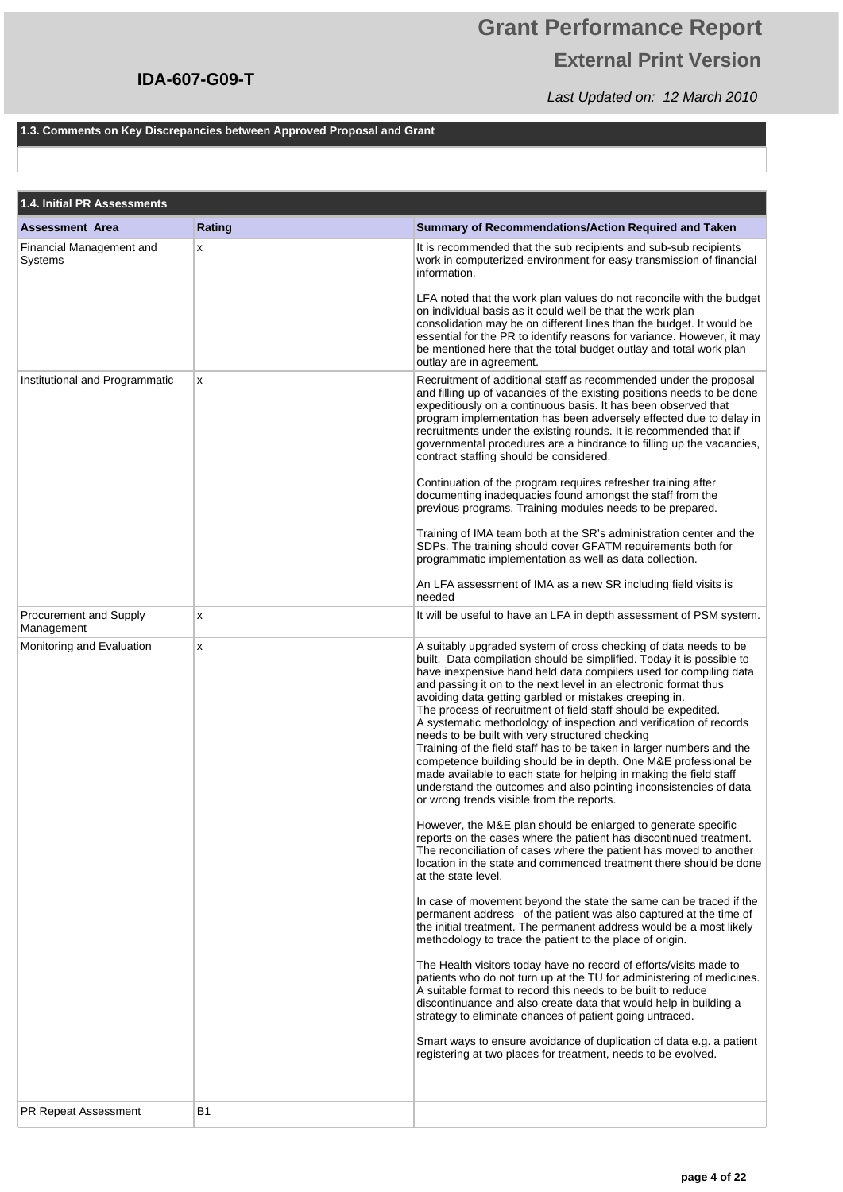### 1.3. Comments on Key Discrepancies between Approved Proposal and Grant

### 1.4. Initial PR Assessments

| Assessment Area | Rating | Summary of Recommendations/Action Required and Taken |
| --- | --- | --- |
| Financial Management and Systems | x | It is recommended that the sub recipients and sub-sub recipients work in computerized environment for easy transmission of financial information.<br><br>LFA noted that the work plan values do not reconcile with the budget on individual basis as it could well be that the work plan consolidation may be on different lines than the budget. It would be essential for the PR to identify reasons for variance. However, it may be mentioned here that the total budget outlay and total work plan outlay are in agreement. |
| Institutional and Programmatic | x | Recruitment of additional staff as recommended under the proposal and filling up of vacancies of the existing positions needs to be done expeditiously on a continuous basis. It has been observed that program implementation has been adversely effected due to delay in recruitments under the existing rounds. It is recommended that if governmental procedures are a hindrance to filling up the vacancies, contract staffing should be considered.<br><br>Continuation of the program requires refresher training after documenting inadequacies found amongst the staff from the previous programs. Training modules needs to be prepared.<br><br>Training of IMA team both at the SR's administration center and the SDPs. The training should cover GFATM requirements both for programmatic implementation as well as data collection.<br><br>An LFA assessment of IMA as a new SR including field visits is needed |
| Procurement and Supply Management | x | It will be useful to have an LFA in depth assessment of PSM system. |
| Monitoring and Evaluation | x | A suitably upgraded system of cross checking of data needs to be built. Data compilation should be simplified. Today it is possible to have inexpensive hand held data compilers used for compiling data and passing it on to the next level in an electronic format thus avoiding data getting garbled or mistakes creeping in.<br>The process of recruitment of field staff should be expedited.<br>A systematic methodology of inspection and verification of records needs to be built with very structured checking<br>Training of the field staff has to be taken in larger numbers and the competence building should be in depth. One M&E professional be made available to each state for helping in making the field staff understand the outcomes and also pointing inconsistencies of data or wrong trends visible from the reports.<br><br>However, the M&E plan should be enlarged to generate specific reports on the cases where the patient has discontinued treatment. The reconciliation of cases where the patient has moved to another location in the state and commenced treatment there should be done at the state level.<br><br>In case of movement beyond the state the same can be traced if the permanent address of the patient was also captured at the time of the initial treatment. The permanent address would be a most likely methodology to trace the patient to the place of origin.<br><br>The Health visitors today have no record of efforts/visits made to patients who do not turn up at the TU for administering of medicines. A suitable format to record this needs to be built to reduce discontinuance and also create data that would help in building a strategy to eliminate chances of patient going untraced.<br><br>Smart ways to ensure avoidance of duplication of data e.g. a patient registering at two places for treatment, needs to be evolved. |
| PR Repeat Assessment | B1 | |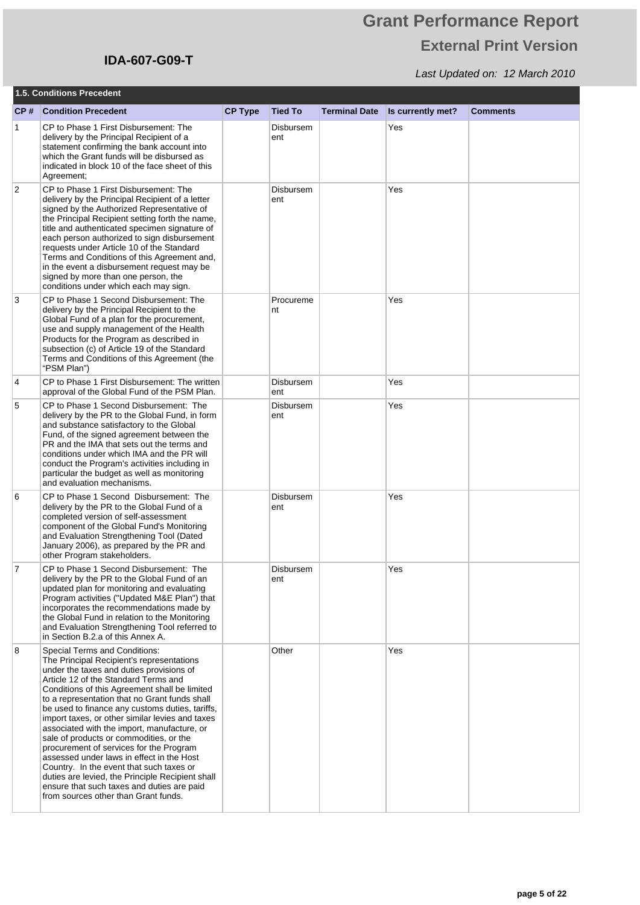### 1.5. Conditions Precedent

| CP # | Condition Precedent | CP Type | Tied To | Terminal Date | Is currently met? | Comments |
|---|---|---|---|---|---|---|
| 1 | CP to Phase 1 First Disbursement: The delivery by the Principal Recipient of a statement confirming the bank account into which the Grant funds will be disbursed as indicated in block 10 of the face sheet of this Agreement; | | Disbursement | | Yes | |
| 2 | CP to Phase 1 First Disbursement: The delivery by the Principal Recipient of a letter signed by the Authorized Representative of the Principal Recipient setting forth the name, title and authenticated specimen signature of each person authorized to sign disbursement requests under Article 10 of the Standard Terms and Conditions of this Agreement and, in the event a disbursement request may be signed by more than one person, the conditions under which each may sign. | | Disbursement | | Yes | |
| 3 | CP to Phase 1 Second Disbursement: The delivery by the Principal Recipient to the Global Fund of a plan for the procurement, use and supply management of the Health Products for the Program as described in subsection (c) of Article 19 of the Standard Terms and Conditions of this Agreement (the "PSM Plan") | | Procurement | | Yes | |
| 4 | CP to Phase 1 First Disbursement: The written approval of the Global Fund of the PSM Plan. | | Disbursement | | Yes | |
| 5 | CP to Phase 1 Second Disbursement: The delivery by the PR to the Global Fund, in form and substance satisfactory to the Global Fund, of the signed agreement between the PR and the IMA that sets out the terms and conditions under which IMA and the PR will conduct the Program's activities including in particular the budget as well as monitoring and evaluation mechanisms. | | Disbursement | | Yes | |
| 6 | CP to Phase 1 Second Disbursement: The delivery by the PR to the Global Fund of a completed version of self-assessment component of the Global Fund's Monitoring and Evaluation Strengthening Tool (Dated January 2006), as prepared by the PR and other Program stakeholders. | | Disbursement | | Yes | |
| 7 | CP to Phase 1 Second Disbursement: The delivery by the PR to the Global Fund of an updated plan for monitoring and evaluating Program activities ("Updated M&E Plan") that incorporates the recommendations made by the Global Fund in relation to the Monitoring and Evaluation Strengthening Tool referred to in Section B.2.a of this Annex A. | | Disbursement | | Yes | |
| 8 | Special Terms and Conditions: The Principal Recipient's representations under the taxes and duties provisions of Article 12 of the Standard Terms and Conditions of this Agreement shall be limited to a representation that no Grant funds shall be used to finance any customs duties, tariffs, import taxes, or other similar levies and taxes associated with the import, manufacture, or sale of products or commodities, or the procurement of services for the Program assessed under laws in effect in the Host Country. In the event that such taxes or duties are levied, the Principle Recipient shall ensure that such taxes and duties are paid from sources other than Grant funds. | | Other | | Yes | |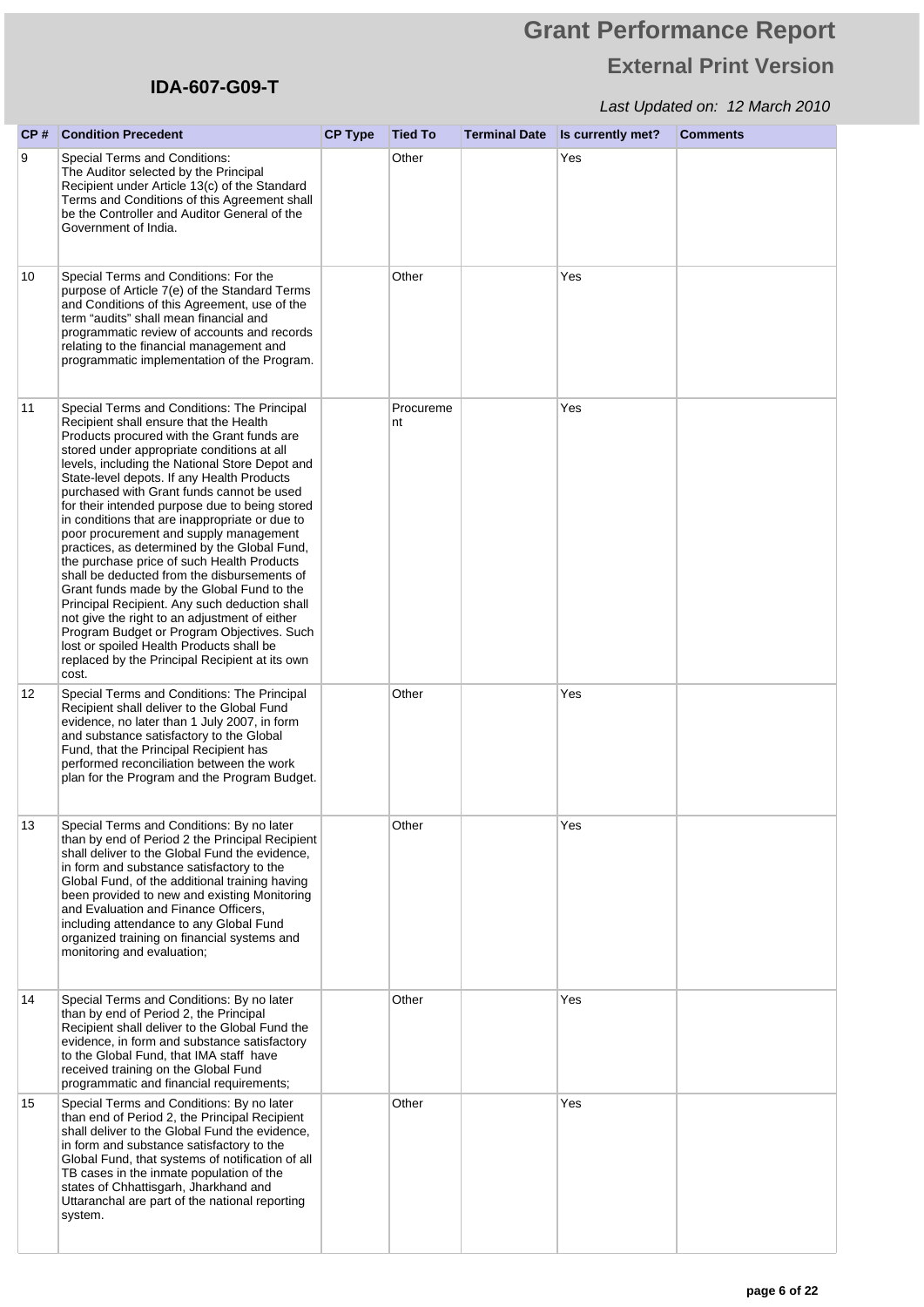| CP # | Condition Precedent | CP Type | Tied To | Terminal Date | Is currently met? | Comments |
|---|---|---|---|---|---|---|
| 9 | Special Terms and Conditions: The Auditor selected by the Principal Recipient under Article 13(c) of the Standard Terms and Conditions of this Agreement shall be the Controller and Auditor General of the Government of India. | | Other | | Yes | |
| 10 | Special Terms and Conditions: For the purpose of Article 7(e) of the Standard Terms and Conditions of this Agreement, use of the term "audits" shall mean financial and programmatic review of accounts and records relating to the financial management and programmatic implementation of the Program. | | Other | | Yes | |
| 11 | Special Terms and Conditions: The Principal Recipient shall ensure that the Health Products procured with the Grant funds are stored under appropriate conditions at all levels, including the National Store Depot and State-level depots. If any Health Products purchased with Grant funds cannot be used for their intended purpose due to being stored in conditions that are inappropriate or due to poor procurement and supply management practices, as determined by the Global Fund, the purchase price of such Health Products shall be deducted from the disbursements of Grant funds made by the Global Fund to the Principal Recipient. Any such deduction shall not give the right to an adjustment of either Program Budget or Program Objectives. Such lost or spoiled Health Products shall be replaced by the Principal Recipient at its own cost. | | Procurement | | Yes | |
| 12 | Special Terms and Conditions: The Principal Recipient shall deliver to the Global Fund evidence, no later than 1 July 2007, in form and substance satisfactory to the Global Fund, that the Principal Recipient has performed reconciliation between the work plan for the Program and the Program Budget. | | Other | | Yes | |
| 13 | Special Terms and Conditions: By no later than by end of Period 2 the Principal Recipient shall deliver to the Global Fund the evidence, in form and substance satisfactory to the Global Fund, of the additional training having been provided to new and existing Monitoring and Evaluation and Finance Officers, including attendance to any Global Fund organized training on financial systems and monitoring and evaluation; | | Other | | Yes | |
| 14 | Special Terms and Conditions: By no later than by end of Period 2, the Principal Recipient shall deliver to the Global Fund the evidence, in form and substance satisfactory to the Global Fund, that IMA staff have received training on the Global Fund programmatic and financial requirements; | | Other | | Yes | |
| 15 | Special Terms and Conditions: By no later than end of Period 2, the Principal Recipient shall deliver to the Global Fund the evidence, in form and substance satisfactory to the Global Fund, that systems of notification of all TB cases in the inmate population of the states of Chhattisgarh, Jharkhand and Uttaranchal are part of the national reporting system. | | Other | | Yes | |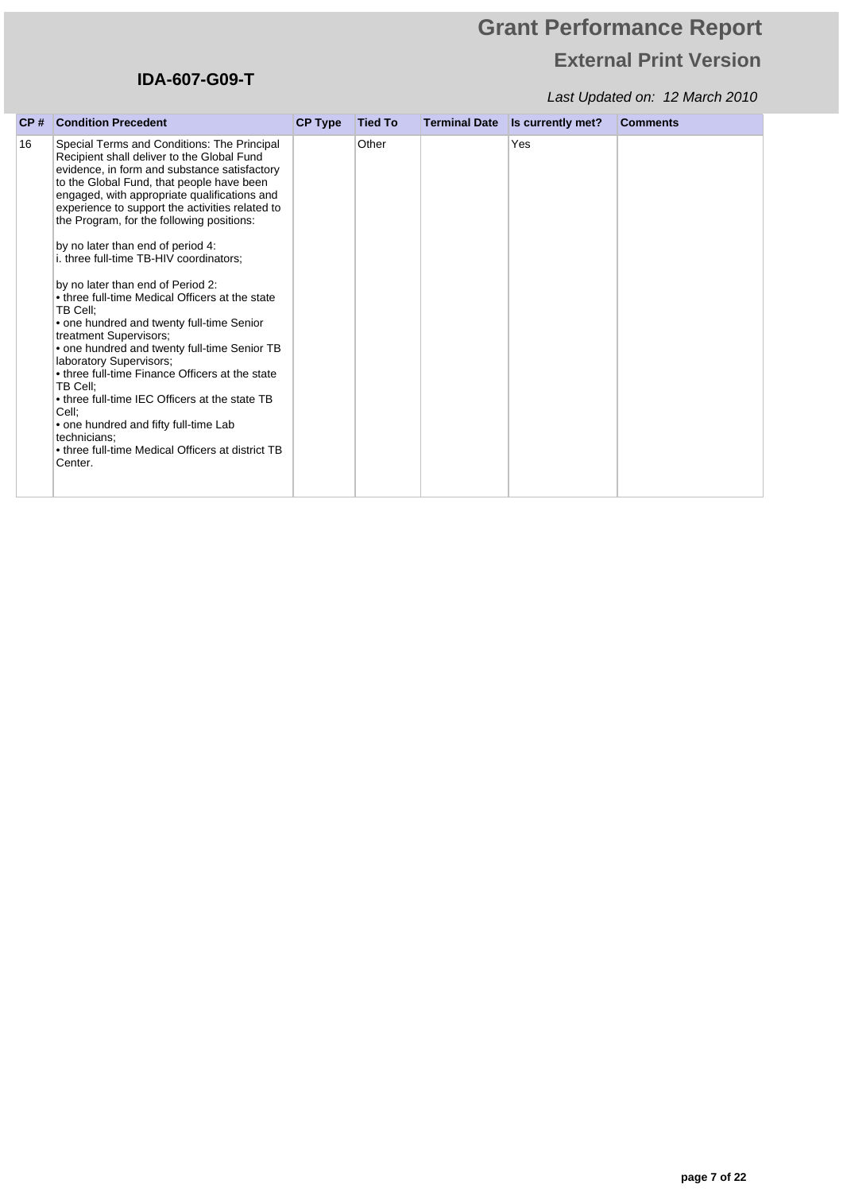| CP # | Condition Precedent | CP Type | Tied To | Terminal Date | Is currently met? | Comments |
|---|---|---|---|---|---|---|
| 16 | Special Terms and Conditions: The Principal Recipient shall deliver to the Global Fund evidence, in form and substance satisfactory to the Global Fund, that people have been engaged, with appropriate qualifications and experience to support the activities related to the Program, for the following positions:<br><br>by no later than end of period 4:<br>i. three full-time TB-HIV coordinators;<br><br>by no later than end of Period 2:<br>• three full-time Medical Officers at the state TB Cell;<br>• one hundred and twenty full-time Senior treatment Supervisors;<br>• one hundred and twenty full-time Senior TB laboratory Supervisors;<br>• three full-time Finance Officers at the state TB Cell;<br>• three full-time IEC Officers at the state TB Cell;<br>• one hundred and fifty full-time Lab technicians;<br>• three full-time Medical Officers at district TB Center. | | Other | | Yes | |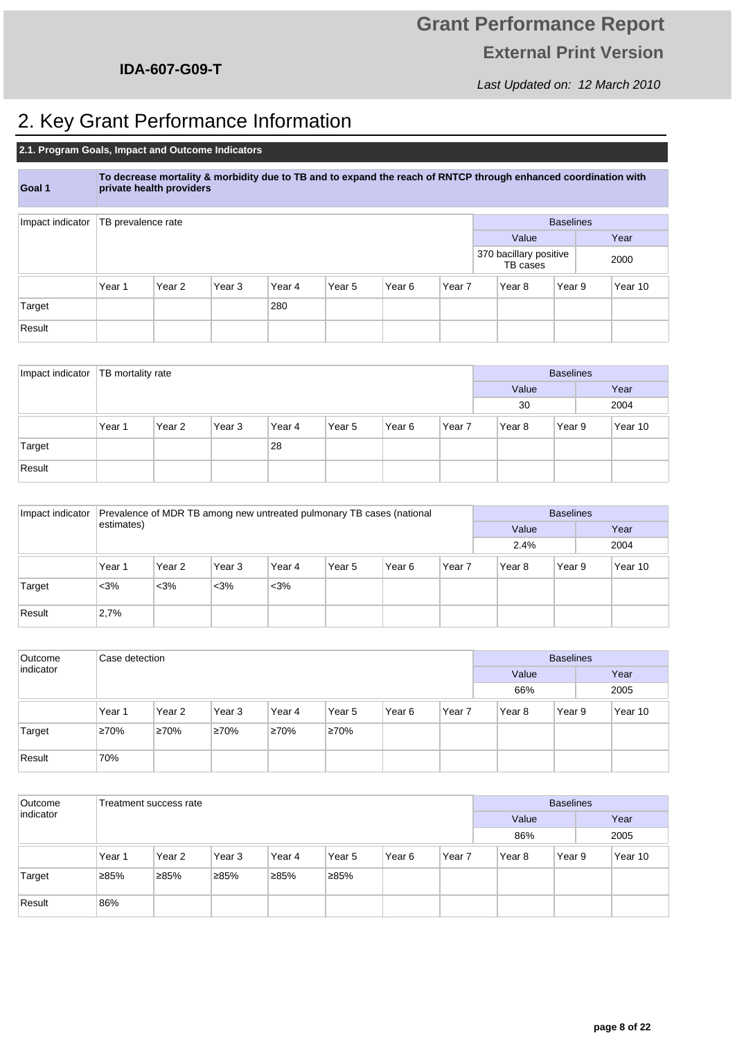**IDA-607-G09-T**

# Grant Performance Report

**External Print Version**

*Last Updated on: 12 March 2010*

## 2. Key Grant Performance Information

### 2.1. Program Goals, Impact and Outcome Indicators

| Goal 1 | To decrease mortality & morbidity due to TB and to expand the reach of RNTCP through enhanced coordination with private health providers |
|---|---|

| Impact indicator | TB prevalence rate | | | | | | | Baselines | | |
|---|---|---|---|---|---|---|---|---|---|---|
| | | | | | | | | Value | | Year |
| | | | | | | | | 370 bacillary positive TB cases | | 2000 |
| | Year 1 | Year 2 | Year 3 | Year 4 | Year 5 | Year 6 | Year 7 | Year 8 | Year 9 | Year 10 |
| Target | | | | 280 | | | | | | |
| Result | | | | | | | | | | |

| Impact indicator | TB mortality rate | | | | | | | Baselines | | |
|---|---|---|---|---|---|---|---|---|---|---|
| | | | | | | | | Value | | Year |
| | | | | | | | | 30 | | 2004 |
| | Year 1 | Year 2 | Year 3 | Year 4 | Year 5 | Year 6 | Year 7 | Year 8 | Year 9 | Year 10 |
| Target | | | | 28 | | | | | | |
| Result | | | | | | | | | | |

| Impact indicator | Prevalence of MDR TB among new untreated pulmonary TB cases (national estimates) | | | | | | | Baselines | | |
|---|---|---|---|---|---|---|---|---|---|---|
| | | | | | | | | Value | | Year |
| | | | | | | | | 2.4% | | 2004 |
| | Year 1 | Year 2 | Year 3 | Year 4 | Year 5 | Year 6 | Year 7 | Year 8 | Year 9 | Year 10 |
| Target | <3% | <3% | <3% | <3% | | | | | | |
| Result | 2,7% | | | | | | | | | |

| Outcome indicator | Case detection | | | | | | | Baselines | | |
|---|---|---|---|---|---|---|---|---|---|---|
| | | | | | | | | Value | | Year |
| | | | | | | | | 66% | | 2005 |
| | Year 1 | Year 2 | Year 3 | Year 4 | Year 5 | Year 6 | Year 7 | Year 8 | Year 9 | Year 10 |
| Target | ≥70% | ≥70% | ≥70% | ≥70% | ≥70% | | | | | |
| Result | 70% | | | | | | | | | |

| Outcome indicator | Treatment success rate | | | | | | | Baselines | | |
|---|---|---|---|---|---|---|---|---|---|---|
| | | | | | | | | Value | | Year |
| | | | | | | | | 86% | | 2005 |
| | Year 1 | Year 2 | Year 3 | Year 4 | Year 5 | Year 6 | Year 7 | Year 8 | Year 9 | Year 10 |
| Target | ≥85% | ≥85% | ≥85% | ≥85% | ≥85% | | | | | |
| Result | 86% | | | | | | | | | |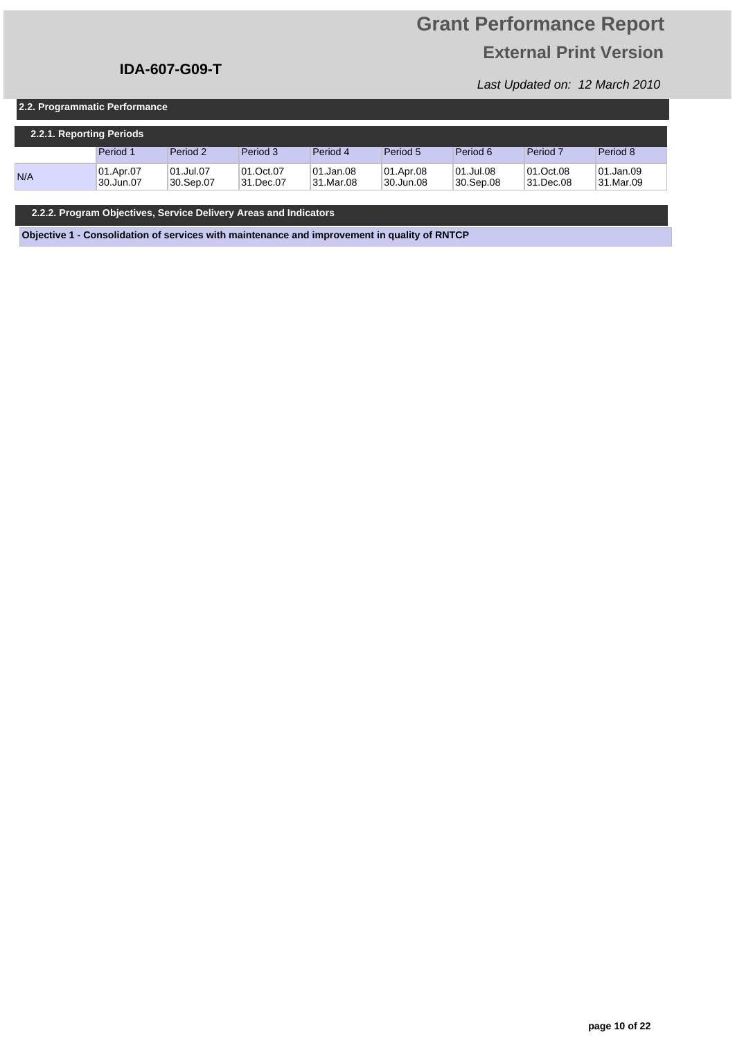## 2.2. Programmatic Performance

### 2.2.1. Reporting Periods

| | Period 1 | Period 2 | Period 3 | Period 4 | Period 5 | Period 6 | Period 7 | Period 8 |
|---|---|---|---|---|---|---|---|---|
| N/A | 01.Apr.07 30.Jun.07 | 01.Jul.07 30.Sep.07 | 01.Oct.07 31.Dec.07 | 01.Jan.08 31.Mar.08 | 01.Apr.08 30.Jun.08 | 01.Jul.08 30.Sep.08 | 01.Oct.08 31.Dec.08 | 01.Jan.09 31.Mar.09 |

### 2.2.2. Program Objectives, Service Delivery Areas and Indicators

**Objective 1 - Consolidation of services with maintenance and improvement in quality of RNTCP**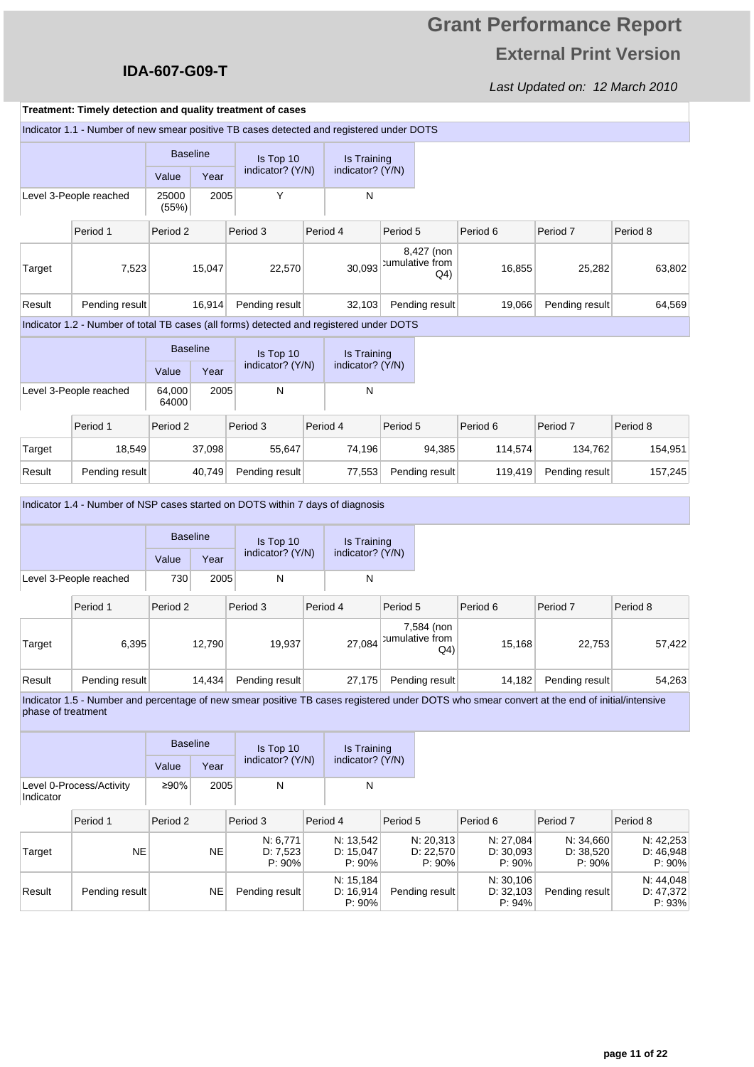# Grant Performance Report

## External Print Version

**IDA-607-G09-T**

*Last Updated on: 12 March 2010*

**Treatment: Timely detection and quality treatment of cases**

Indicator 1.1 - Number of new smear positive TB cases detected and registered under DOTS

| | Baseline Value | Baseline Year | Is Top 10 indicator? (Y/N) | Is Training indicator? (Y/N) |
|---|---|---|---|---|
| Level 3-People reached | 25000 (55%) | 2005 | Y | N |

| | Period 1 | Period 2 | Period 3 | Period 4 | Period 5 | Period 6 | Period 7 | Period 8 |
|---|---|---|---|---|---|---|---|---|
| Target | 7,523 | 15,047 | 22,570 | 30,093 | 8,427 (non cumulative from Q4) | 16,855 | 25,282 | 63,802 |
| Result | Pending result | 16,914 | Pending result | 32,103 | Pending result | 19,066 | Pending result | 64,569 |

Indicator 1.2 - Number of total TB cases (all forms) detected and registered under DOTS

| | Baseline Value | Baseline Year | Is Top 10 indicator? (Y/N) | Is Training indicator? (Y/N) |
|---|---|---|---|---|
| Level 3-People reached | 64,000 64000 | 2005 | N | N |

| | Period 1 | Period 2 | Period 3 | Period 4 | Period 5 | Period 6 | Period 7 | Period 8 |
|---|---|---|---|---|---|---|---|---|
| Target | 18,549 | 37,098 | 55,647 | 74,196 | 94,385 | 114,574 | 134,762 | 154,951 |
| Result | Pending result | 40,749 | Pending result | 77,553 | Pending result | 119,419 | Pending result | 157,245 |

Indicator 1.4 - Number of NSP cases started on DOTS within 7 days of diagnosis

| | Baseline Value | Baseline Year | Is Top 10 indicator? (Y/N) | Is Training indicator? (Y/N) |
|---|---|---|---|---|
| Level 3-People reached | 730 | 2005 | N | N |

| | Period 1 | Period 2 | Period 3 | Period 4 | Period 5 | Period 6 | Period 7 | Period 8 |
|---|---|---|---|---|---|---|---|---|
| Target | 6,395 | 12,790 | 19,937 | 27,084 | 7,584 (non cumulative from Q4) | 15,168 | 22,753 | 57,422 |
| Result | Pending result | 14,434 | Pending result | 27,175 | Pending result | 14,182 | Pending result | 54,263 |

Indicator 1.5 - Number and percentage of new smear positive TB cases registered under DOTS who smear convert at the end of initial/intensive phase of treatment

| | Baseline Value | Baseline Year | Is Top 10 indicator? (Y/N) | Is Training indicator? (Y/N) |
|---|---|---|---|---|
| Level 0-Process/Activity Indicator | ≥90% | 2005 | N | N |

| | Period 1 | Period 2 | Period 3 | Period 4 | Period 5 | Period 6 | Period 7 | Period 8 |
|---|---|---|---|---|---|---|---|---|
| Target | NE | NE | N: 6,771 D: 7,523 P: 90% | N: 13,542 D: 15,047 P: 90% | N: 20,313 D: 22,570 P: 90% | N: 27,084 D: 30,093 P: 90% | N: 34,660 D: 38,520 P: 90% | N: 42,253 D: 46,948 P: 90% |
| Result | Pending result | NE | Pending result | N: 15,184 D: 16,914 P: 90% | Pending result | N: 30,106 D: 32,103 P: 94% | Pending result | N: 44,048 D: 47,372 P: 93% |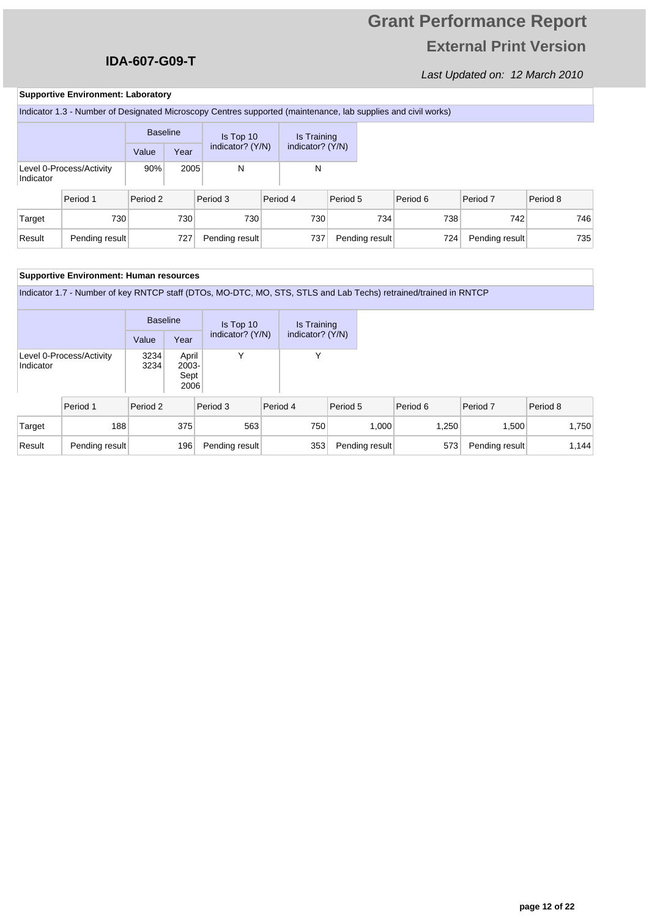# Grant Performance Report

## External Print Version

**IDA-607-G09-T**

*Last Updated on: 12 March 2010*

**Supportive Environment: Laboratory**

Indicator 1.3 - Number of Designated Microscopy Centres supported (maintenance, lab supplies and civil works)

| | Baseline | | Is Top 10 indicator? (Y/N) | Is Training indicator? (Y/N) |
|---|---|---|---|---|
| | Value | Year | | |
| Level 0-Process/Activity Indicator | 90% | 2005 | N | N |

| | Period 1 | Period 2 | Period 3 | Period 4 | Period 5 | Period 6 | Period 7 | Period 8 |
|---|---|---|---|---|---|---|---|---|
| Target | 730 | 730 | 730 | 730 | 734 | 738 | 742 | 746 |
| Result | Pending result | 727 | Pending result | 737 | Pending result | 724 | Pending result | 735 |

**Supportive Environment: Human resources**

Indicator 1.7 - Number of key RNTCP staff (DTOs, MO-DTC, MO, STS, STLS and Lab Techs) retrained/trained in RNTCP

| | Baseline | | Is Top 10 indicator? (Y/N) | Is Training indicator? (Y/N) |
|---|---|---|---|---|
| | Value | Year | | |
| Level 0-Process/Activity Indicator | 3234 3234 | April 2003-Sept 2006 | Y | Y |

| | Period 1 | Period 2 | Period 3 | Period 4 | Period 5 | Period 6 | Period 7 | Period 8 |
|---|---|---|---|---|---|---|---|---|
| Target | 188 | 375 | 563 | 750 | 1,000 | 1,250 | 1,500 | 1,750 |
| Result | Pending result | 196 | Pending result | 353 | Pending result | 573 | Pending result | 1,144 |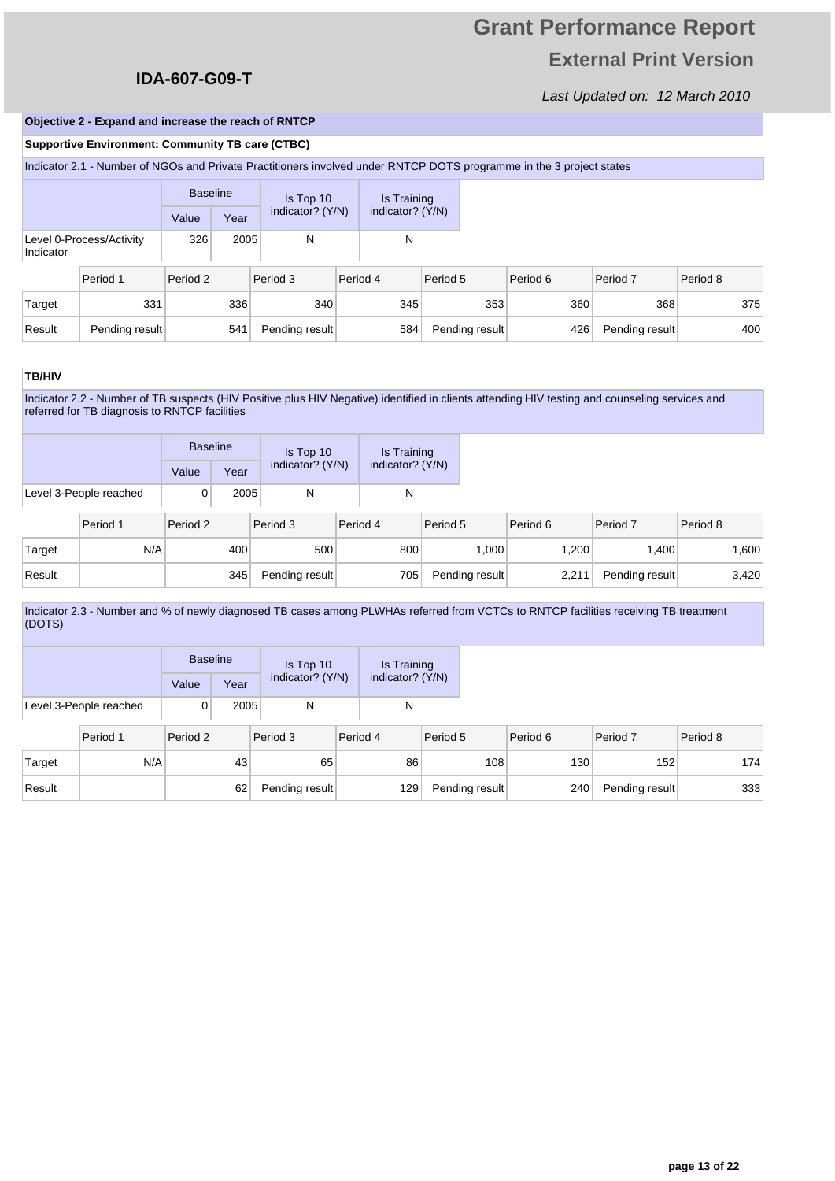**Objective 2 - Expand and increase the reach of RNTCP**

**Supportive Environment: Community TB care (CTBC)**

Indicator 2.1 - Number of NGOs and Private Practitioners involved under RNTCP DOTS programme in the 3 project states

| | Baseline | | Is Top 10 indicator? (Y/N) | Is Training indicator? (Y/N) |
|---|---|---|---|---|
| | Value | Year | | |
| Level 0-Process/Activity Indicator | 326 | 2005 | N | N |

| | Period 1 | Period 2 | Period 3 | Period 4 | Period 5 | Period 6 | Period 7 | Period 8 |
|---|---|---|---|---|---|---|---|---|
| Target | 331 | 336 | 340 | 345 | 353 | 360 | 368 | 375 |
| Result | Pending result | 541 | Pending result | 584 | Pending result | 426 | Pending result | 400 |

**TB/HIV**

Indicator 2.2 - Number of TB suspects (HIV Positive plus HIV Negative) identified in clients attending HIV testing and counseling services and referred for TB diagnosis to RNTCP facilities

| | Baseline | | Is Top 10 indicator? (Y/N) | Is Training indicator? (Y/N) |
|---|---|---|---|---|
| | Value | Year | | |
| Level 3-People reached | 0 | 2005 | N | N |

| | Period 1 | Period 2 | Period 3 | Period 4 | Period 5 | Period 6 | Period 7 | Period 8 |
|---|---|---|---|---|---|---|---|---|
| Target | N/A | 400 | 500 | 800 | 1,000 | 1,200 | 1,400 | 1,600 |
| Result | | 345 | Pending result | 705 | Pending result | 2,211 | Pending result | 3,420 |

Indicator 2.3 - Number and % of newly diagnosed TB cases among PLWHAs referred from VCTCs to RNTCP facilities receiving TB treatment (DOTS)

| | Baseline | | Is Top 10 indicator? (Y/N) | Is Training indicator? (Y/N) |
|---|---|---|---|---|
| | Value | Year | | |
| Level 3-People reached | 0 | 2005 | N | N |

| | Period 1 | Period 2 | Period 3 | Period 4 | Period 5 | Period 6 | Period 7 | Period 8 |
|---|---|---|---|---|---|---|---|---|
| Target | N/A | 43 | 65 | 86 | 108 | 130 | 152 | 174 |
| Result | | 62 | Pending result | 129 | Pending result | 240 | Pending result | 333 |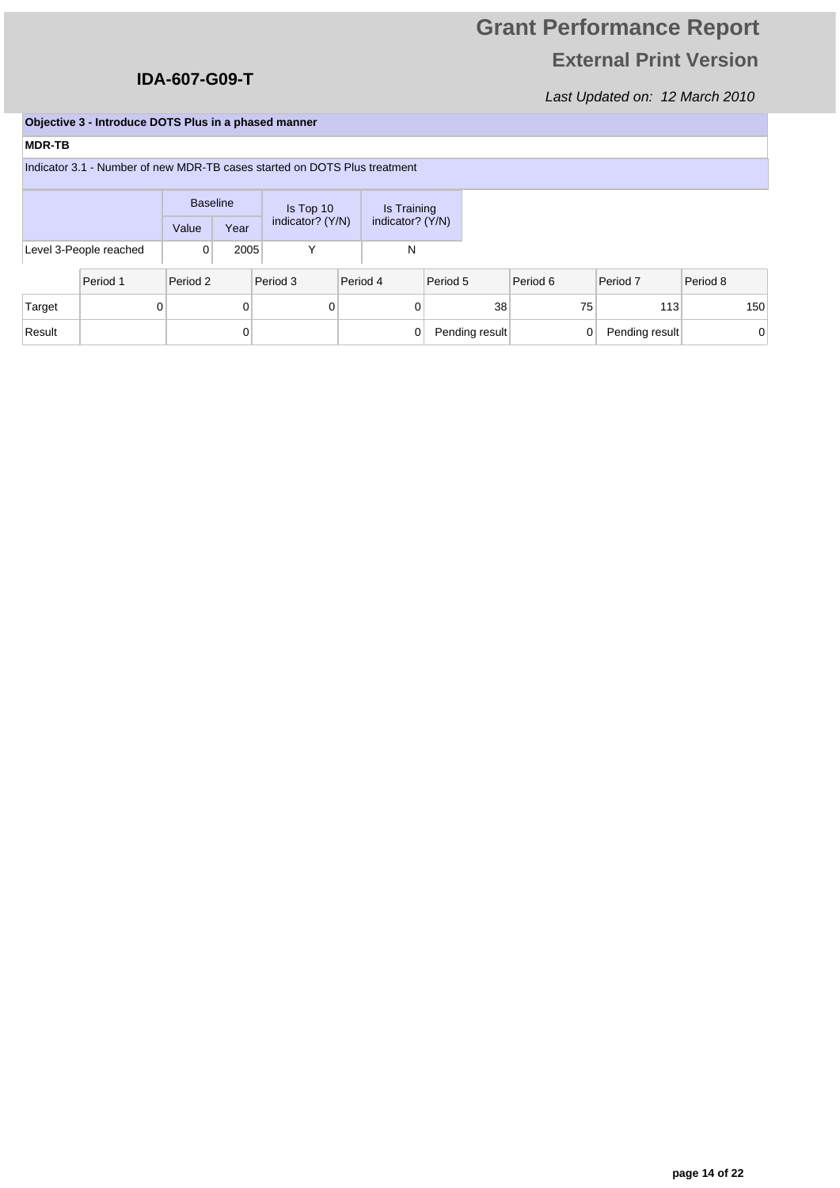# Grant Performance Report

## External Print Version

**IDA-607-G09-T**

*Last Updated on: 12 March 2010*

**Objective 3 - Introduce DOTS Plus in a phased manner**

**MDR-TB**

Indicator 3.1 - Number of new MDR-TB cases started on DOTS Plus treatment

| | Baseline | | Is Top 10 indicator? (Y/N) | Is Training indicator? (Y/N) |
|---|---|---|---|---|
| | Value | Year | | |
| Level 3-People reached | 0 | 2005 | Y | N |

| | Period 1 | Period 2 | Period 3 | Period 4 | Period 5 | Period 6 | Period 7 | Period 8 |
|---|---|---|---|---|---|---|---|---|
| Target | 0 | 0 | 0 | 0 | 38 | 75 | 113 | 150 |
| Result | | 0 | | 0 | Pending result | 0 | Pending result | 0 |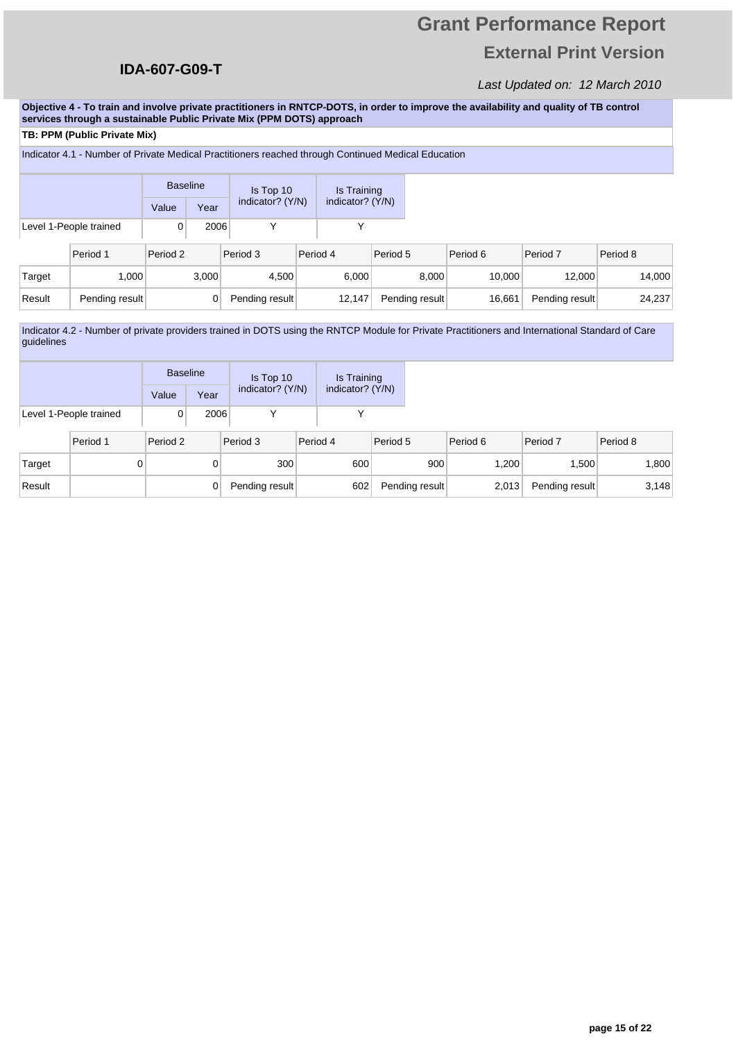**Objective 4 - To train and involve private practitioners in RNTCP-DOTS, in order to improve the availability and quality of TB control services through a sustainable Public Private Mix (PPM DOTS) approach**

**TB: PPM (Public Private Mix)**

Indicator 4.1 - Number of Private Medical Practitioners reached through Continued Medical Education

| | Baseline | | Is Top 10 indicator? (Y/N) | Is Training indicator? (Y/N) |
|---|---|---|---|---|
| | Value | Year | | |
| Level 1-People trained | 0 | 2006 | Y | Y |

| | Period 1 | Period 2 | Period 3 | Period 4 | Period 5 | Period 6 | Period 7 | Period 8 |
|---|---|---|---|---|---|---|---|---|
| Target | 1,000 | 3,000 | 4,500 | 6,000 | 8,000 | 10,000 | 12,000 | 14,000 |
| Result | Pending result | 0 | Pending result | 12,147 | Pending result | 16,661 | Pending result | 24,237 |

Indicator 4.2 - Number of private providers trained in DOTS using the RNTCP Module for Private Practitioners and International Standard of Care guidelines

| | Baseline | | Is Top 10 indicator? (Y/N) | Is Training indicator? (Y/N) |
|---|---|---|---|---|
| | Value | Year | | |
| Level 1-People trained | 0 | 2006 | Y | Y |

| | Period 1 | Period 2 | Period 3 | Period 4 | Period 5 | Period 6 | Period 7 | Period 8 |
|---|---|---|---|---|---|---|---|---|
| Target | 0 | 0 | 300 | 600 | 900 | 1,200 | 1,500 | 1,800 |
| Result | | 0 | Pending result | 602 | Pending result | 2,013 | Pending result | 3,148 |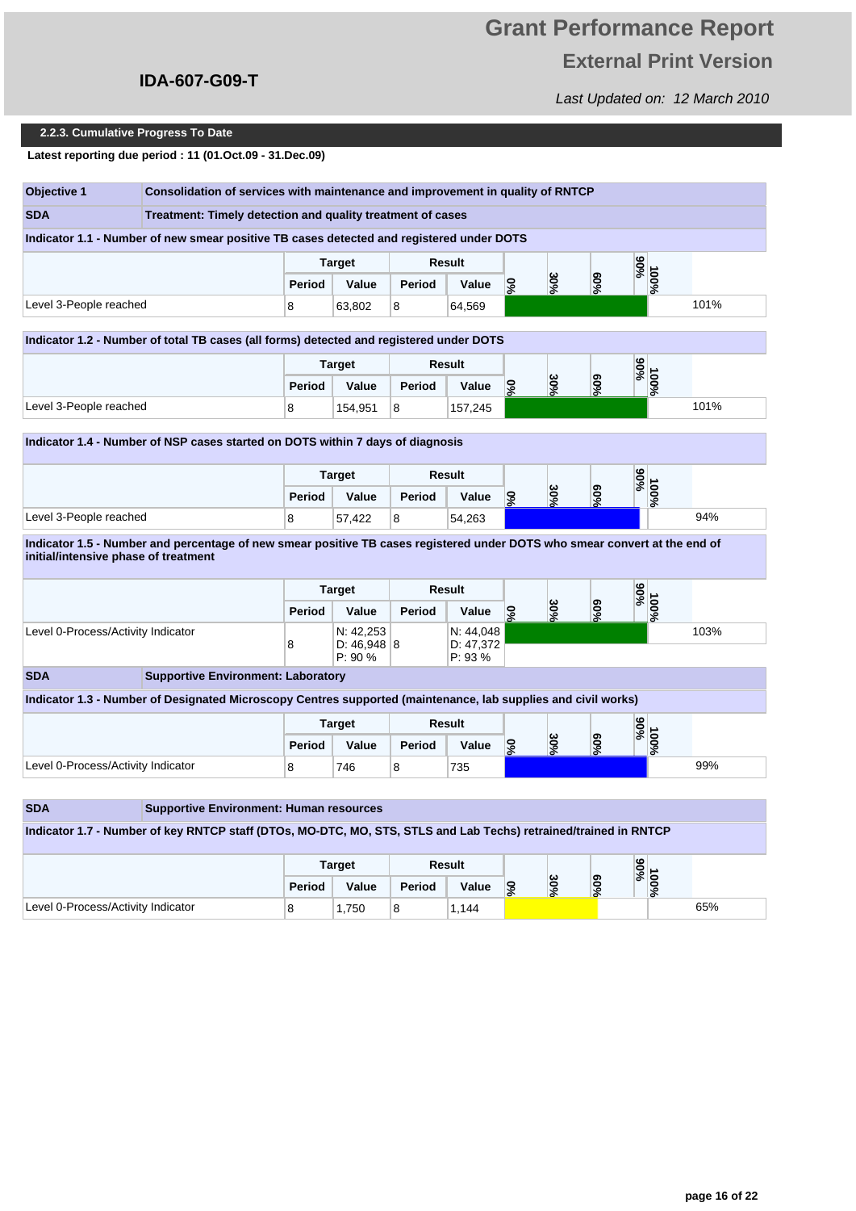## 2.2.3. Cumulative Progress To Date

**Latest reporting due period : 11 (01.Oct.09 - 31.Dec.09)**

| **Objective 1** | **Consolidation of services with maintenance and improvement in quality of RNTCP** |
|---|---|
| **SDA** | **Treatment: Timely detection and quality treatment of cases** |

**Indicator 1.1 - Number of new smear positive TB cases detected and registered under DOTS**

| | Target | | Result | | |
|---|---|---|---|---|---|
| | Period | Value | Period | Value | % |
| Level 3-People reached | 8 | 63,802 | 8 | 64,569 | 101% |

**Indicator 1.2 - Number of total TB cases (all forms) detected and registered under DOTS**

| | Target | | Result | | |
|---|---|---|---|---|---|
| | Period | Value | Period | Value | % |
| Level 3-People reached | 8 | 154,951 | 8 | 157,245 | 101% |

**Indicator 1.4 - Number of NSP cases started on DOTS within 7 days of diagnosis**

| | Target | | Result | | |
|---|---|---|---|---|---|
| | Period | Value | Period | Value | % |
| Level 3-People reached | 8 | 57,422 | 8 | 54,263 | 94% |

**Indicator 1.5 - Number and percentage of new smear positive TB cases registered under DOTS who smear convert at the end of initial/intensive phase of treatment**

| | Target | | Result | | |
|---|---|---|---|---|---|
| | Period | Value | Period | Value | % |
| Level 0-Process/Activity Indicator | 8 | N: 42,253<br>D: 46,948<br>P: 90 % | 8 | N: 44,048<br>D: 47,372<br>P: 93 % | 103% |

| **SDA** | **Supportive Environment: Laboratory** |
|---|---|

**Indicator 1.3 - Number of Designated Microscopy Centres supported (maintenance, lab supplies and civil works)**

| | Target | | Result | | |
|---|---|---|---|---|---|
| | Period | Value | Period | Value | % |
| Level 0-Process/Activity Indicator | 8 | 746 | 8 | 735 | 99% |

| **SDA** | **Supportive Environment: Human resources** |
|---|---|

**Indicator 1.7 - Number of key RNTCP staff (DTOs, MO-DTC, MO, STS, STLS and Lab Techs) retrained/trained in RNTCP**

| | Target | | Result | | |
|---|---|---|---|---|---|
| | Period | Value | Period | Value | % |
| Level 0-Process/Activity Indicator | 8 | 1,750 | 8 | 1,144 | 65% |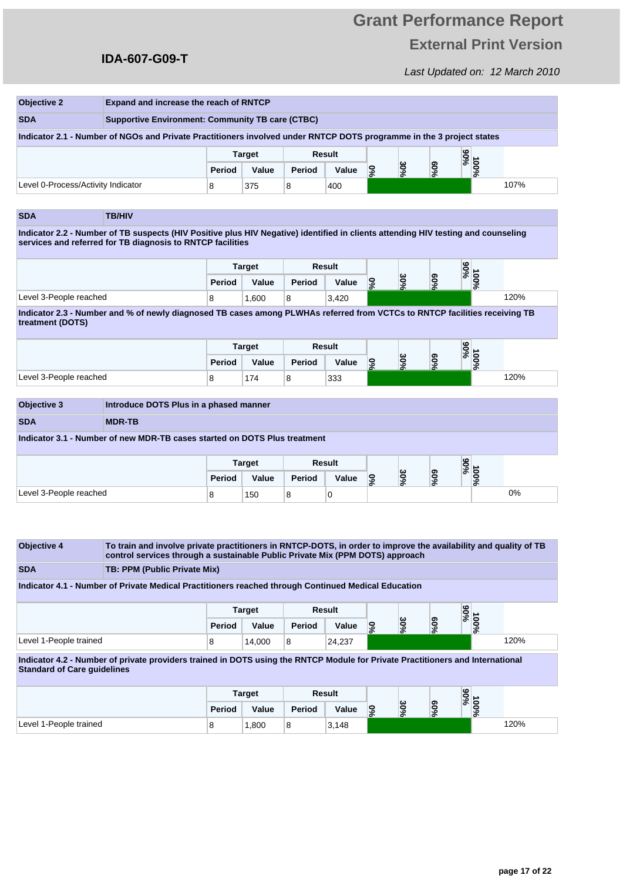# Grant Performance Report

## External Print Version

**IDA-607-G09-T**

*Last Updated on: 12 March 2010*

| **Objective 2** | **Expand and increase the reach of RNTCP** |
|---|---|
| **SDA** | **Supportive Environment: Community TB care (CTBC)** |

**Indicator 2.1 - Number of NGOs and Private Practitioners involved under RNTCP DOTS programme in the 3 project states**

| | Target | | Result | | 0% 30% 60% 90% 100% | |
|---|---|---|---|---|---|---|
| | Period | Value | Period | Value | | |
| Level 0-Process/Activity Indicator | 8 | 375 | 8 | 400 | | 107% |

| **SDA** | **TB/HIV** |
|---|---|

**Indicator 2.2 - Number of TB suspects (HIV Positive plus HIV Negative) identified in clients attending HIV testing and counseling services and referred for TB diagnosis to RNTCP facilities**

| | Target | | Result | | 0% 30% 60% 90% 100% | |
|---|---|---|---|---|---|---|
| | Period | Value | Period | Value | | |
| Level 3-People reached | 8 | 1,600 | 8 | 3,420 | | 120% |

**Indicator 2.3 - Number and % of newly diagnosed TB cases among PLWHAs referred from VCTCs to RNTCP facilities receiving TB treatment (DOTS)**

| | Target | | Result | | 0% 30% 60% 90% 100% | |
|---|---|---|---|---|---|---|
| | Period | Value | Period | Value | | |
| Level 3-People reached | 8 | 174 | 8 | 333 | | 120% |

| **Objective 3** | **Introduce DOTS Plus in a phased manner** |
|---|---|
| **SDA** | **MDR-TB** |

**Indicator 3.1 - Number of new MDR-TB cases started on DOTS Plus treatment**

| | Target | | Result | | 0% 30% 60% 90% 100% | |
|---|---|---|---|---|---|---|
| | Period | Value | Period | Value | | |
| Level 3-People reached | 8 | 150 | 8 | 0 | | 0% |

| **Objective 4** | **To train and involve private practitioners in RNTCP-DOTS, in order to improve the availability and quality of TB control services through a sustainable Public Private Mix (PPM DOTS) approach** |
|---|---|
| **SDA** | **TB: PPM (Public Private Mix)** |

**Indicator 4.1 - Number of Private Medical Practitioners reached through Continued Medical Education**

| | Target | | Result | | 0% 30% 60% 90% 100% | |
|---|---|---|---|---|---|---|
| | Period | Value | Period | Value | | |
| Level 1-People trained | 8 | 14,000 | 8 | 24,237 | | 120% |

**Indicator 4.2 - Number of private providers trained in DOTS using the RNTCP Module for Private Practitioners and International Standard of Care guidelines**

| | Target | | Result | | 0% 30% 60% 90% 100% | |
|---|---|---|---|---|---|---|
| | Period | Value | Period | Value | | |
| Level 1-People trained | 8 | 1,800 | 8 | 3,148 | | 120% |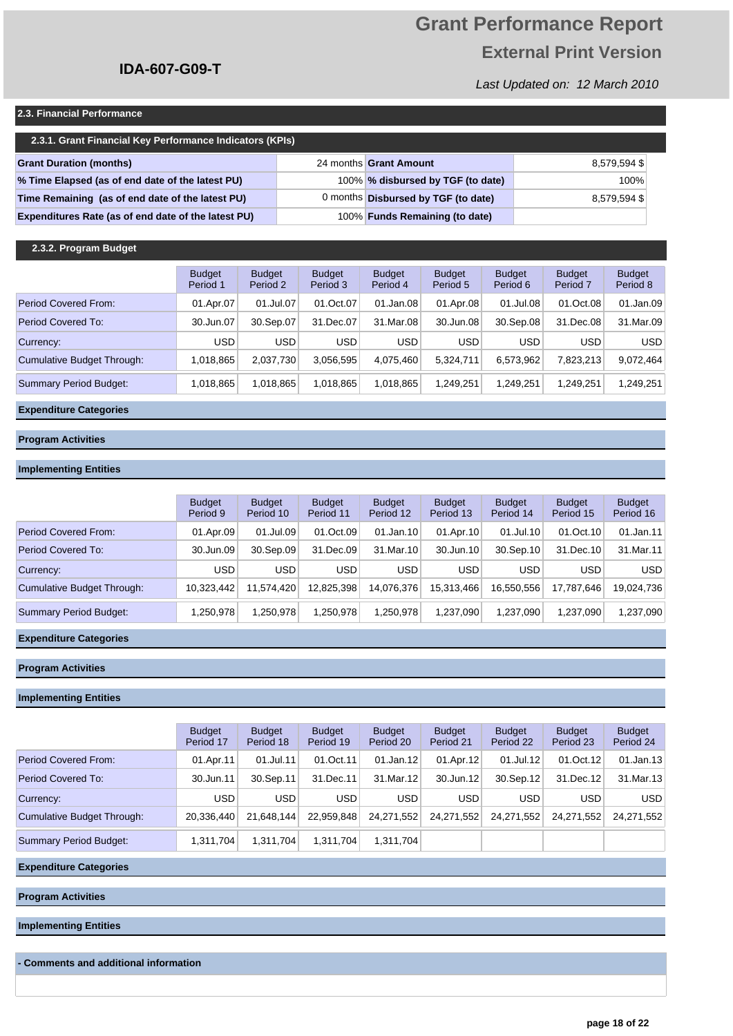# Grant Performance Report

## External Print Version

**IDA-607-G09-T**

*Last Updated on: 12 March 2010*

### 2.3. Financial Performance

#### 2.3.1. Grant Financial Key Performance Indicators (KPIs)

| | | | |
|---|---|---|---|
| **Grant Duration (months)** | 24 months | **Grant Amount** | 8,579,594 $ |
| **% Time Elapsed (as of end date of the latest PU)** | 100% | **% disbursed by TGF (to date)** | 100% |
| **Time Remaining (as of end date of the latest PU)** | 0 months | **Disbursed by TGF (to date)** | 8,579,594 $ |
| **Expenditures Rate (as of end date of the latest PU)** | 100% | **Funds Remaining (to date)** | |

#### 2.3.2. Program Budget

| | Budget Period 1 | Budget Period 2 | Budget Period 3 | Budget Period 4 | Budget Period 5 | Budget Period 6 | Budget Period 7 | Budget Period 8 |
|---|---|---|---|---|---|---|---|---|
| Period Covered From: | 01.Apr.07 | 01.Jul.07 | 01.Oct.07 | 01.Jan.08 | 01.Apr.08 | 01.Jul.08 | 01.Oct.08 | 01.Jan.09 |
| Period Covered To: | 30.Jun.07 | 30.Sep.07 | 31.Dec.07 | 31.Mar.08 | 30.Jun.08 | 30.Sep.08 | 31.Dec.08 | 31.Mar.09 |
| Currency: | USD | USD | USD | USD | USD | USD | USD | USD |
| Cumulative Budget Through: | 1,018,865 | 2,037,730 | 3,056,595 | 4,075,460 | 5,324,711 | 6,573,962 | 7,823,213 | 9,072,464 |
| Summary Period Budget: | 1,018,865 | 1,018,865 | 1,018,865 | 1,018,865 | 1,249,251 | 1,249,251 | 1,249,251 | 1,249,251 |

**Expenditure Categories**

**Program Activities**

**Implementing Entities**

| | Budget Period 9 | Budget Period 10 | Budget Period 11 | Budget Period 12 | Budget Period 13 | Budget Period 14 | Budget Period 15 | Budget Period 16 |
|---|---|---|---|---|---|---|---|---|
| Period Covered From: | 01.Apr.09 | 01.Jul.09 | 01.Oct.09 | 01.Jan.10 | 01.Apr.10 | 01.Jul.10 | 01.Oct.10 | 01.Jan.11 |
| Period Covered To: | 30.Jun.09 | 30.Sep.09 | 31.Dec.09 | 31.Mar.10 | 30.Jun.10 | 30.Sep.10 | 31.Dec.10 | 31.Mar.11 |
| Currency: | USD | USD | USD | USD | USD | USD | USD | USD |
| Cumulative Budget Through: | 10,323,442 | 11,574,420 | 12,825,398 | 14,076,376 | 15,313,466 | 16,550,556 | 17,787,646 | 19,024,736 |
| Summary Period Budget: | 1,250,978 | 1,250,978 | 1,250,978 | 1,250,978 | 1,237,090 | 1,237,090 | 1,237,090 | 1,237,090 |

**Expenditure Categories**

**Program Activities**

**Implementing Entities**

| | Budget Period 17 | Budget Period 18 | Budget Period 19 | Budget Period 20 | Budget Period 21 | Budget Period 22 | Budget Period 23 | Budget Period 24 |
|---|---|---|---|---|---|---|---|---|
| Period Covered From: | 01.Apr.11 | 01.Jul.11 | 01.Oct.11 | 01.Jan.12 | 01.Apr.12 | 01.Jul.12 | 01.Oct.12 | 01.Jan.13 |
| Period Covered To: | 30.Jun.11 | 30.Sep.11 | 31.Dec.11 | 31.Mar.12 | 30.Jun.12 | 30.Sep.12 | 31.Dec.12 | 31.Mar.13 |
| Currency: | USD | USD | USD | USD | USD | USD | USD | USD |
| Cumulative Budget Through: | 20,336,440 | 21,648,144 | 22,959,848 | 24,271,552 | 24,271,552 | 24,271,552 | 24,271,552 | 24,271,552 |
| Summary Period Budget: | 1,311,704 | 1,311,704 | 1,311,704 | 1,311,704 | | | | |

**Expenditure Categories**

**Program Activities**

**Implementing Entities**

**- Comments and additional information**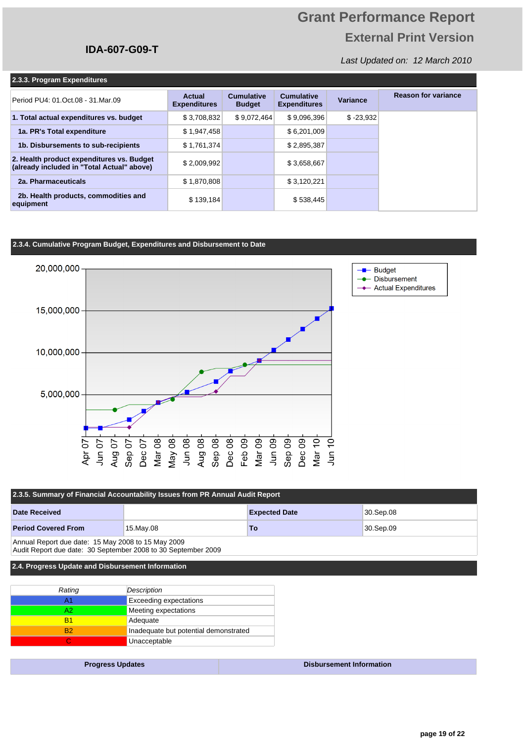# Grant Performance Report

## External Print Version

**IDA-607-G09-T**

*Last Updated on: 12 March 2010*

### 2.3.3. Program Expenditures

| Period PU4: 01.Oct.08 - 31.Mar.09 | Actual Expenditures | Cumulative Budget | Cumulative Expenditures | Variance | Reason for variance |
|---|---|---|---|---|---|
| **1. Total actual expenditures vs. budget** | $ 3,708,832 | $ 9,072,464 | $ 9,096,396 | $ -23,932 | |
| **1a. PR's Total expenditure** | $ 1,947,458 | | $ 6,201,009 | | |
| **1b. Disbursements to sub-recipients** | $ 1,761,374 | | $ 2,895,387 | | |
| **2. Health product expenditures vs. Budget (already included in "Total Actual" above)** | $ 2,009,992 | | $ 3,658,667 | | |
| **2a. Pharmaceuticals** | $ 1,870,808 | | $ 3,120,221 | | |
| **2b. Health products, commodities and equipment** | $ 139,184 | | $ 538,445 | | |

### 2.3.4. Cumulative Program Budget, Expenditures and Disbursement to Date

### 2.3.5. Summary of Financial Accountability Issues from PR Annual Audit Report

| **Date Received** | | **Expected Date** | 30.Sep.08 |
|---|---|---|---|
| **Period Covered From** | 15.May.08 | **To** | 30.Sep.09 |

Annual Report due date: 15 May 2008 to 15 May 2009
Audit Report due date: 30 September 2008 to 30 September 2009

### 2.4. Progress Update and Disbursement Information

| *Rating* | *Description* |
|---|---|
| A1 | Exceeding expectations |
| A2 | Meeting expectations |
| B1 | Adequate |
| B2 | Inadequate but potential demonstrated |
| C | Unacceptable |

| **Progress Updates** | **Disbursement Information** |
|---|---|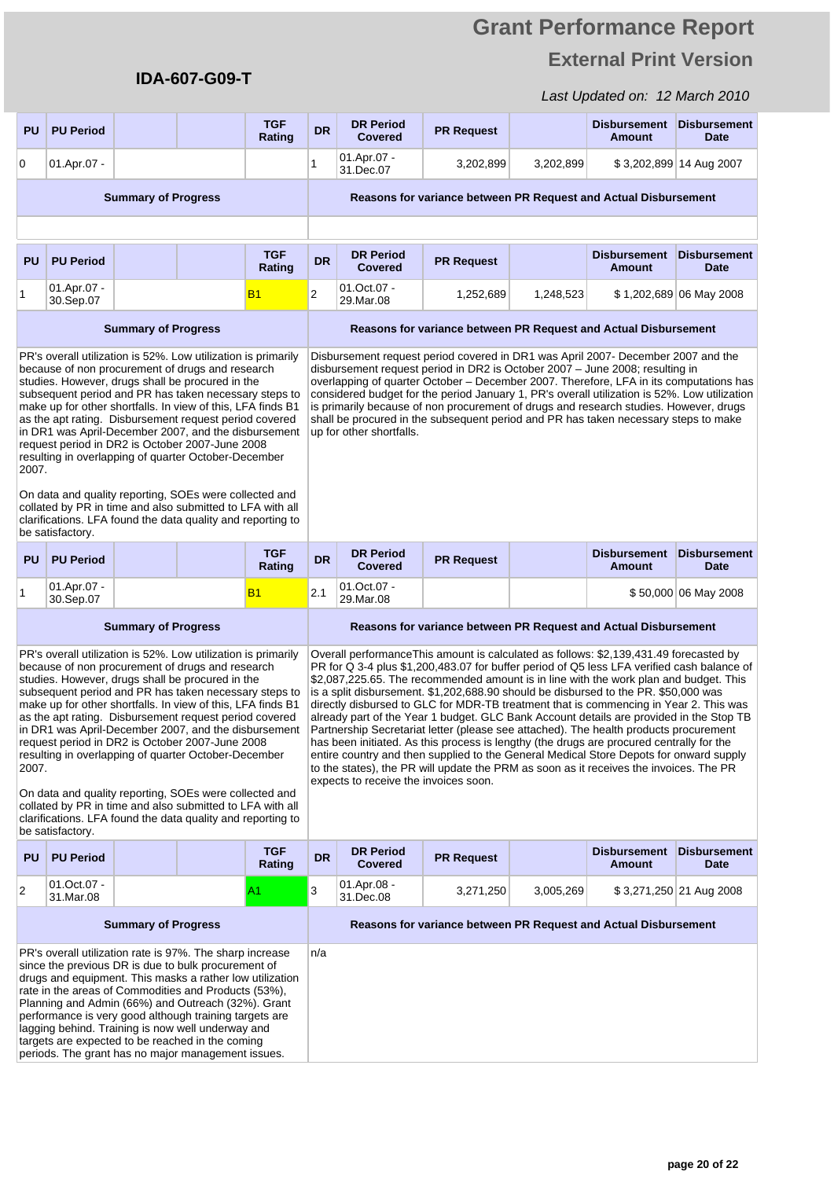# Grant Performance Report

## External Print Version

**IDA-607-G09-T**

*Last Updated on: 12 March 2010*

| PU | PU Period | | | TGF Rating | DR | DR Period Covered | PR Request | | Disbursement Amount | Disbursement Date |
|---|---|---|---|---|---|---|---|---|---|---|
| 0 | 01.Apr.07 - | | | | 1 | 01.Apr.07 - 31.Dec.07 | 3,202,899 | 3,202,899 | $ 3,202,899 | 14 Aug 2007 |

| Summary of Progress | Reasons for variance between PR Request and Actual Disbursement |
|---|---|
| | |

| PU | PU Period | | | TGF Rating | DR | DR Period Covered | PR Request | | Disbursement Amount | Disbursement Date |
|---|---|---|---|---|---|---|---|---|---|---|
| 1 | 01.Apr.07 - 30.Sep.07 | | | B1 | 2 | 01.Oct.07 - 29.Mar.08 | 1,252,689 | 1,248,523 | $ 1,202,689 | 06 May 2008 |

| Summary of Progress | Reasons for variance between PR Request and Actual Disbursement |
|---|---|
| PR's overall utilization is 52%. Low utilization is primarily because of non procurement of drugs and research studies. However, drugs shall be procured in the subsequent period and PR has taken necessary steps to make up for other shortfalls. In view of this, LFA finds B1 as the apt rating. Disbursement request period covered in DR1 was April-December 2007, and the disbursement request period in DR2 is October 2007-June 2008 resulting in overlapping of quarter October-December 2007.<br><br>On data and quality reporting, SOEs were collected and collated by PR in time and also submitted to LFA with all clarifications. LFA found the data quality and reporting to be satisfactory. | Disbursement request period covered in DR1 was April 2007- December 2007 and the disbursement request period in DR2 is October 2007 – June 2008; resulting in overlapping of quarter October – December 2007. Therefore, LFA in its computations has considered budget for the period January 1, PR's overall utilization is 52%. Low utilization is primarily because of non procurement of drugs and research studies. However, drugs shall be procured in the subsequent period and PR has taken necessary steps to make up for other shortfalls. |

| PU | PU Period | | | TGF Rating | DR | DR Period Covered | PR Request | | Disbursement Amount | Disbursement Date |
|---|---|---|---|---|---|---|---|---|---|---|
| 1 | 01.Apr.07 - 30.Sep.07 | | | B1 | 2.1 | 01.Oct.07 - 29.Mar.08 | | | $ 50,000 | 06 May 2008 |

| Summary of Progress | Reasons for variance between PR Request and Actual Disbursement |
|---|---|
| PR's overall utilization is 52%. Low utilization is primarily because of non procurement of drugs and research studies. However, drugs shall be procured in the subsequent period and PR has taken necessary steps to make up for other shortfalls. In view of this, LFA finds B1 as the apt rating. Disbursement request period covered in DR1 was April-December 2007, and the disbursement request period in DR2 is October 2007-June 2008 resulting in overlapping of quarter October-December 2007.<br><br>On data and quality reporting, SOEs were collected and collated by PR in time and also submitted to LFA with all clarifications. LFA found the data quality and reporting to be satisfactory. | Overall performanceThis amount is calculated as follows: $2,139,431.49 forecasted by PR for Q 3-4 plus $1,200,483.07 for buffer period of Q5 less LFA verified cash balance of $2,087,225.65. The recommended amount is in line with the work plan and budget. This is a split disbursement. $1,202,688.90 should be disbursed to the PR. $50,000 was directly disbursed to GLC for MDR-TB treatment that is commencing in Year 2. This was already part of the Year 1 budget. GLC Bank Account details are provided in the Stop TB Partnership Secretariat letter (please see attached). The health products procurement has been initiated. As this process is lengthy (the drugs are procured centrally for the entire country and then supplied to the General Medical Store Depots for onward supply to the states), the PR will update the PRM as soon as it receives the invoices. The PR expects to receive the invoices soon. |

| PU | PU Period | | | TGF Rating | DR | DR Period Covered | PR Request | | Disbursement Amount | Disbursement Date |
|---|---|---|---|---|---|---|---|---|---|---|
| 2 | 01.Oct.07 - 31.Mar.08 | | | A1 | 3 | 01.Apr.08 - 31.Dec.08 | 3,271,250 | 3,005,269 | $ 3,271,250 | 21 Aug 2008 |

| Summary of Progress | Reasons for variance between PR Request and Actual Disbursement |
|---|---|
| PR's overall utilization rate is 97%. The sharp increase since the previous DR is due to bulk procurement of drugs and equipment. This masks a rather low utilization rate in the areas of Commodities and Products (53%), Planning and Admin (66%) and Outreach (32%). Grant performance is very good although training targets are lagging behind. Training is now well underway and targets are expected to be reached in the coming periods. The grant has no major management issues. | n/a |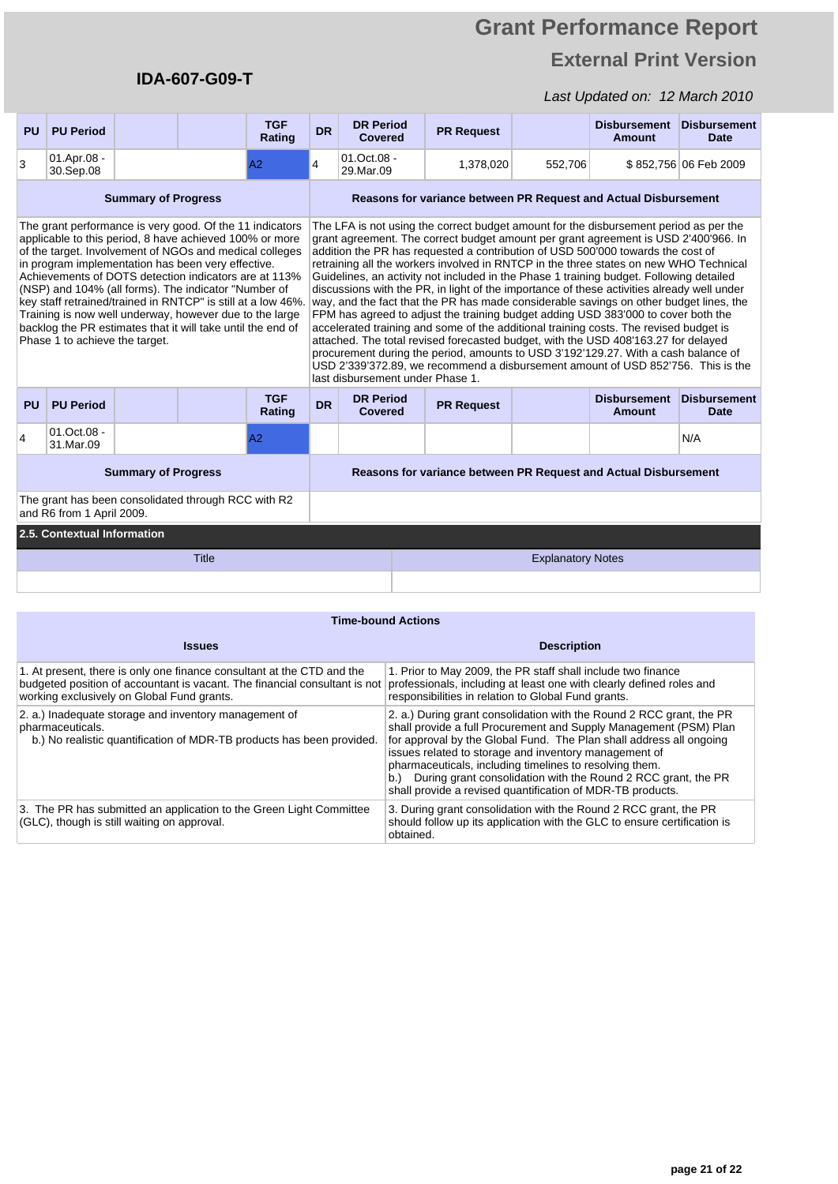# Grant Performance Report

## External Print Version

**IDA-607-G09-T**

*Last Updated on: 12 March 2010*

| PU | PU Period | | | TGF Rating | DR | DR Period Covered | PR Request | | Disbursement Amount | Disbursement Date |
|---|---|---|---|---|---|---|---|---|---|---|
| 3 | 01.Apr.08 - 30.Sep.08 | | | A2 | 4 | 01.Oct.08 - 29.Mar.09 | 1,378,020 | 552,706 | $ 852,756 | 06 Feb 2009 |

| Summary of Progress | Reasons for variance between PR Request and Actual Disbursement |
|---|---|
| The grant performance is very good. Of the 11 indicators applicable to this period, 8 have achieved 100% or more of the target. Involvement of NGOs and medical colleges in program implementation has been very effective. Achievements of DOTS detection indicators are at 113% (NSP) and 104% (all forms). The indicator "Number of key staff retrained/trained in RNTCP" is still at a low 46%. Training is now well underway, however due to the large backlog the PR estimates that it will take until the end of Phase 1 to achieve the target. | The LFA is not using the correct budget amount for the disbursement period as per the grant agreement. The correct budget amount per grant agreement is USD 2'400'966. In addition the PR has requested a contribution of USD 500'000 towards the cost of retraining all the workers involved in RNTCP in the three states on new WHO Technical Guidelines, an activity not included in the Phase 1 training budget. Following detailed discussions with the PR, in light of the importance of these activities already well under way, and the fact that the PR has made considerable savings on other budget lines, the FPM has agreed to adjust the training budget adding USD 383'000 to cover both the accelerated training and some of the additional training costs. The revised budget is attached. The total revised forecasted budget, with the USD 408'163.27 for delayed procurement during the period, amounts to USD 3'192'129.27. With a cash balance of USD 2'339'372.89, we recommend a disbursement amount of USD 852'756. This is the last disbursement under Phase 1. |

| PU | PU Period | | | TGF Rating | DR | DR Period Covered | PR Request | | Disbursement Amount | Disbursement Date |
|---|---|---|---|---|---|---|---|---|---|---|
| 4 | 01.Oct.08 - 31.Mar.09 | | | A2 | | | | | | N/A |

| Summary of Progress | Reasons for variance between PR Request and Actual Disbursement |
|---|---|
| The grant has been consolidated through RCC with R2 and R6 from 1 April 2009. | |

### 2.5. Contextual Information

| Title | Explanatory Notes |
|---|---|
| | |

**Time-bound Actions**

| Issues | Description |
|---|---|
| 1. At present, there is only one finance consultant at the CTD and the budgeted position of accountant is vacant. The financial consultant is not working exclusively on Global Fund grants. | 1. Prior to May 2009, the PR staff shall include two finance professionals, including at least one with clearly defined roles and responsibilities in relation to Global Fund grants. |
| 2. a.) Inadequate storage and inventory management of pharmaceuticals.<br>b.) No realistic quantification of MDR-TB products has been provided. | 2. a.) During grant consolidation with the Round 2 RCC grant, the PR shall provide a full Procurement and Supply Management (PSM) Plan for approval by the Global Fund. The Plan shall address all ongoing issues related to storage and inventory management of pharmaceuticals, including timelines to resolving them.<br>b.) During grant consolidation with the Round 2 RCC grant, the PR shall provide a revised quantification of MDR-TB products. |
| 3. The PR has submitted an application to the Green Light Committee (GLC), though is still waiting on approval. | 3. During grant consolidation with the Round 2 RCC grant, the PR should follow up its application with the GLC to ensure certification is obtained. |